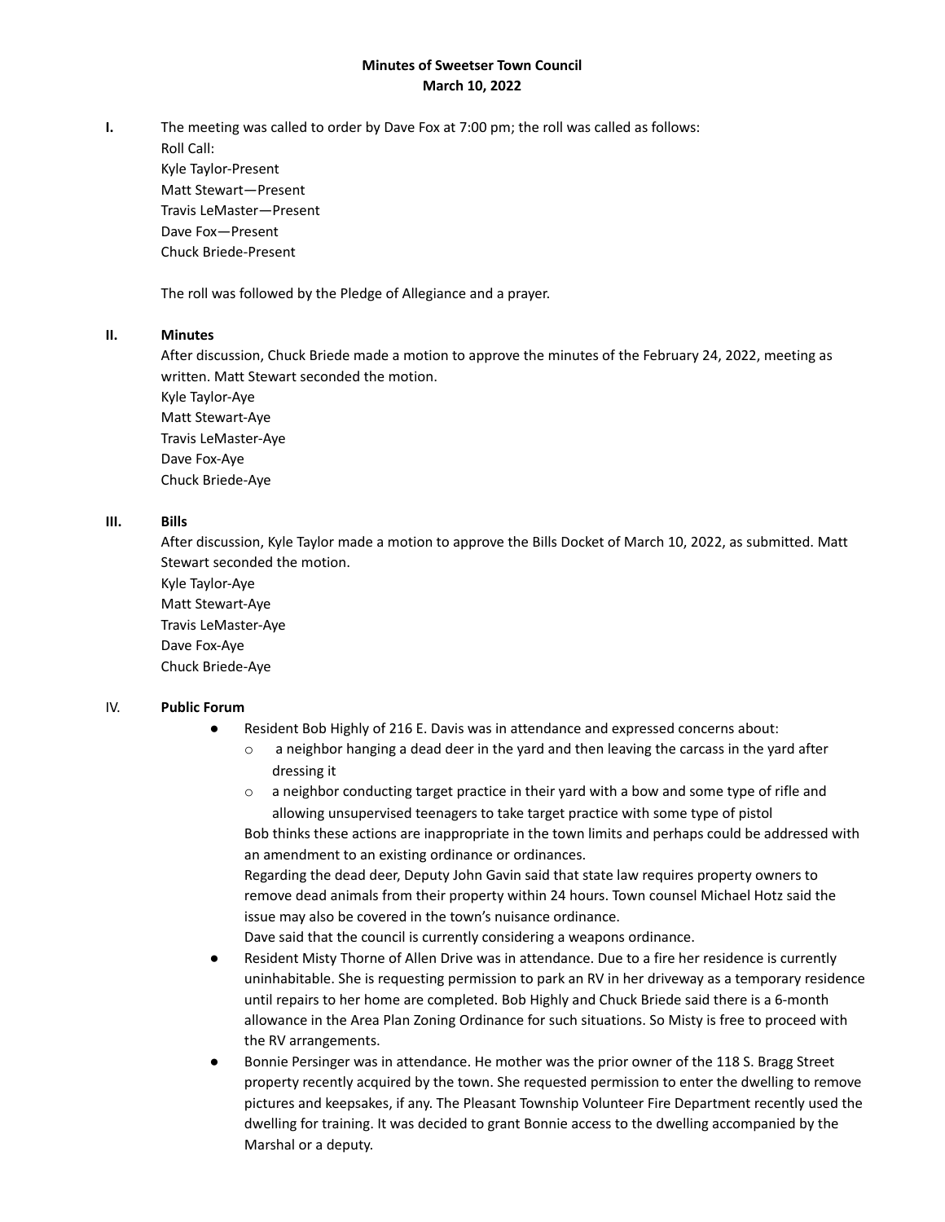# Minutes of Sweetser Town Council
## March 10, 2022

**I.** The meeting was called to order by Dave Fox at 7:00 pm; the roll was called as follows:

Roll Call:
Kyle Taylor-Present
Matt Stewart—Present
Travis LeMaster—Present
Dave Fox—Present
Chuck Briede-Present

The roll was followed by the Pledge of Allegiance and a prayer.

**II. Minutes**

After discussion, Chuck Briede made a motion to approve the minutes of the February 24, 2022, meeting as written. Matt Stewart seconded the motion.
Kyle Taylor-Aye
Matt Stewart-Aye
Travis LeMaster-Aye
Dave Fox-Aye
Chuck Briede-Aye

**III. Bills**

After discussion, Kyle Taylor made a motion to approve the Bills Docket of March 10, 2022, as submitted. Matt Stewart seconded the motion.
Kyle Taylor-Aye
Matt Stewart-Aye
Travis LeMaster-Aye
Dave Fox-Aye
Chuck Briede-Aye

IV. **Public Forum**

- Resident Bob Highly of 216 E. Davis was in attendance and expressed concerns about:
  - a neighbor hanging a dead deer in the yard and then leaving the carcass in the yard after dressing it
  - a neighbor conducting target practice in their yard with a bow and some type of rifle and allowing unsupervised teenagers to take target practice with some type of pistol

  Bob thinks these actions are inappropriate in the town limits and perhaps could be addressed with an amendment to an existing ordinance or ordinances.
  Regarding the dead deer, Deputy John Gavin said that state law requires property owners to remove dead animals from their property within 24 hours. Town counsel Michael Hotz said the issue may also be covered in the town's nuisance ordinance.
  Dave said that the council is currently considering a weapons ordinance.
- Resident Misty Thorne of Allen Drive was in attendance. Due to a fire her residence is currently uninhabitable. She is requesting permission to park an RV in her driveway as a temporary residence until repairs to her home are completed. Bob Highly and Chuck Briede said there is a 6-month allowance in the Area Plan Zoning Ordinance for such situations. So Misty is free to proceed with the RV arrangements.
- Bonnie Persinger was in attendance. He mother was the prior owner of the 118 S. Bragg Street property recently acquired by the town. She requested permission to enter the dwelling to remove pictures and keepsakes, if any. The Pleasant Township Volunteer Fire Department recently used the dwelling for training. It was decided to grant Bonnie access to the dwelling accompanied by the Marshal or a deputy.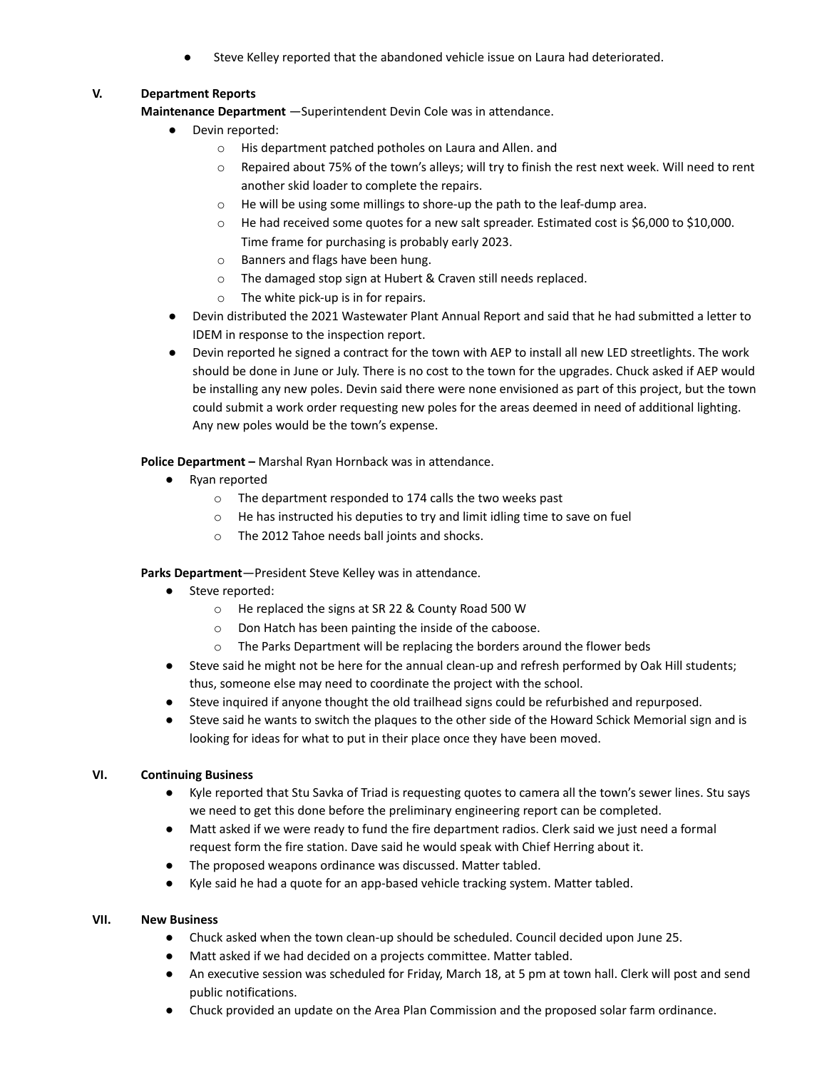- Steve Kelley reported that the abandoned vehicle issue on Laura had deteriorated.

## V. Department Reports

**Maintenance Department** —Superintendent Devin Cole was in attendance.

- Devin reported:
  - His department patched potholes on Laura and Allen. and
  - Repaired about 75% of the town's alleys; will try to finish the rest next week. Will need to rent another skid loader to complete the repairs.
  - He will be using some millings to shore-up the path to the leaf-dump area.
  - He had received some quotes for a new salt spreader. Estimated cost is $6,000 to $10,000. Time frame for purchasing is probably early 2023.
  - Banners and flags have been hung.
  - The damaged stop sign at Hubert & Craven still needs replaced.
  - The white pick-up is in for repairs.
- Devin distributed the 2021 Wastewater Plant Annual Report and said that he had submitted a letter to IDEM in response to the inspection report.
- Devin reported he signed a contract for the town with AEP to install all new LED streetlights. The work should be done in June or July. There is no cost to the town for the upgrades. Chuck asked if AEP would be installing any new poles. Devin said there were none envisioned as part of this project, but the town could submit a work order requesting new poles for the areas deemed in need of additional lighting. Any new poles would be the town's expense.

**Police Department –** Marshal Ryan Hornback was in attendance.

- Ryan reported
  - The department responded to 174 calls the two weeks past
  - He has instructed his deputies to try and limit idling time to save on fuel
  - The 2012 Tahoe needs ball joints and shocks.

**Parks Department**—President Steve Kelley was in attendance.

- Steve reported:
  - He replaced the signs at SR 22 & County Road 500 W
  - Don Hatch has been painting the inside of the caboose.
  - The Parks Department will be replacing the borders around the flower beds
- Steve said he might not be here for the annual clean-up and refresh performed by Oak Hill students; thus, someone else may need to coordinate the project with the school.
- Steve inquired if anyone thought the old trailhead signs could be refurbished and repurposed.
- Steve said he wants to switch the plaques to the other side of the Howard Schick Memorial sign and is looking for ideas for what to put in their place once they have been moved.

## VI. Continuing Business

- Kyle reported that Stu Savka of Triad is requesting quotes to camera all the town's sewer lines. Stu says we need to get this done before the preliminary engineering report can be completed.
- Matt asked if we were ready to fund the fire department radios. Clerk said we just need a formal request form the fire station. Dave said he would speak with Chief Herring about it.
- The proposed weapons ordinance was discussed. Matter tabled.
- Kyle said he had a quote for an app-based vehicle tracking system. Matter tabled.

## VII. New Business

- Chuck asked when the town clean-up should be scheduled. Council decided upon June 25.
- Matt asked if we had decided on a projects committee. Matter tabled.
- An executive session was scheduled for Friday, March 18, at 5 pm at town hall. Clerk will post and send public notifications.
- Chuck provided an update on the Area Plan Commission and the proposed solar farm ordinance.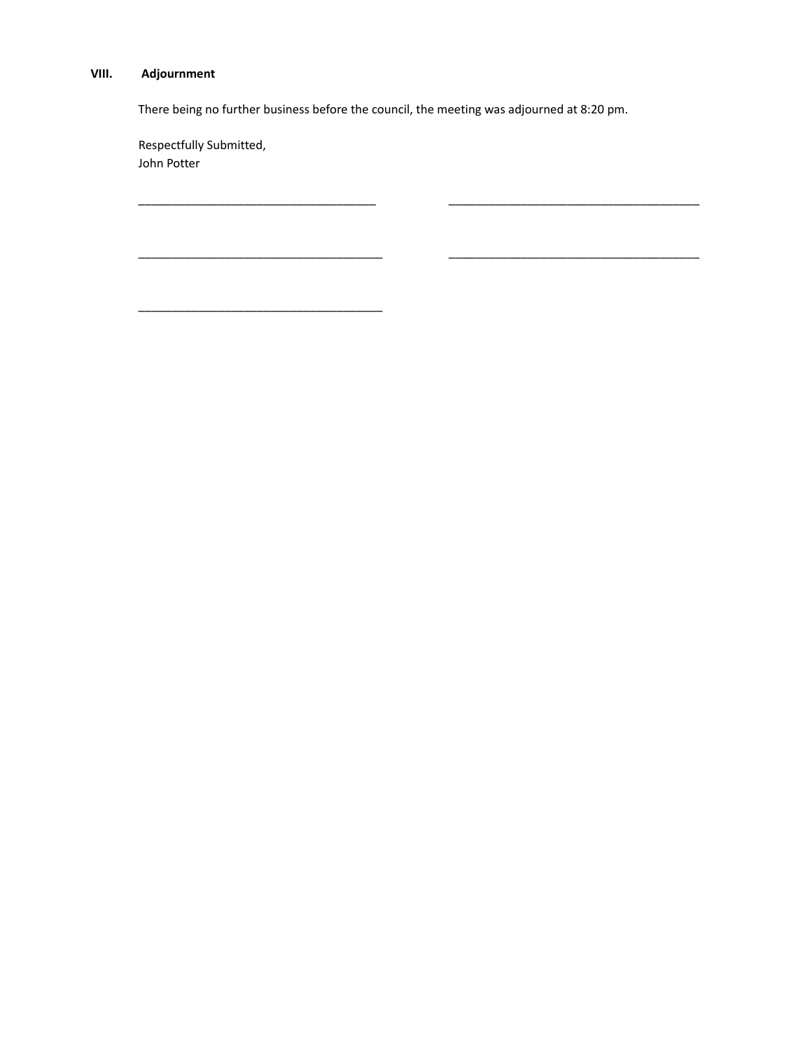## VIII. Adjournment

There being no further business before the council, the meeting was adjourned at 8:20 pm.

Respectfully Submitted,
John Potter

___________________________________ ___________________________________

___________________________________ ___________________________________

___________________________________